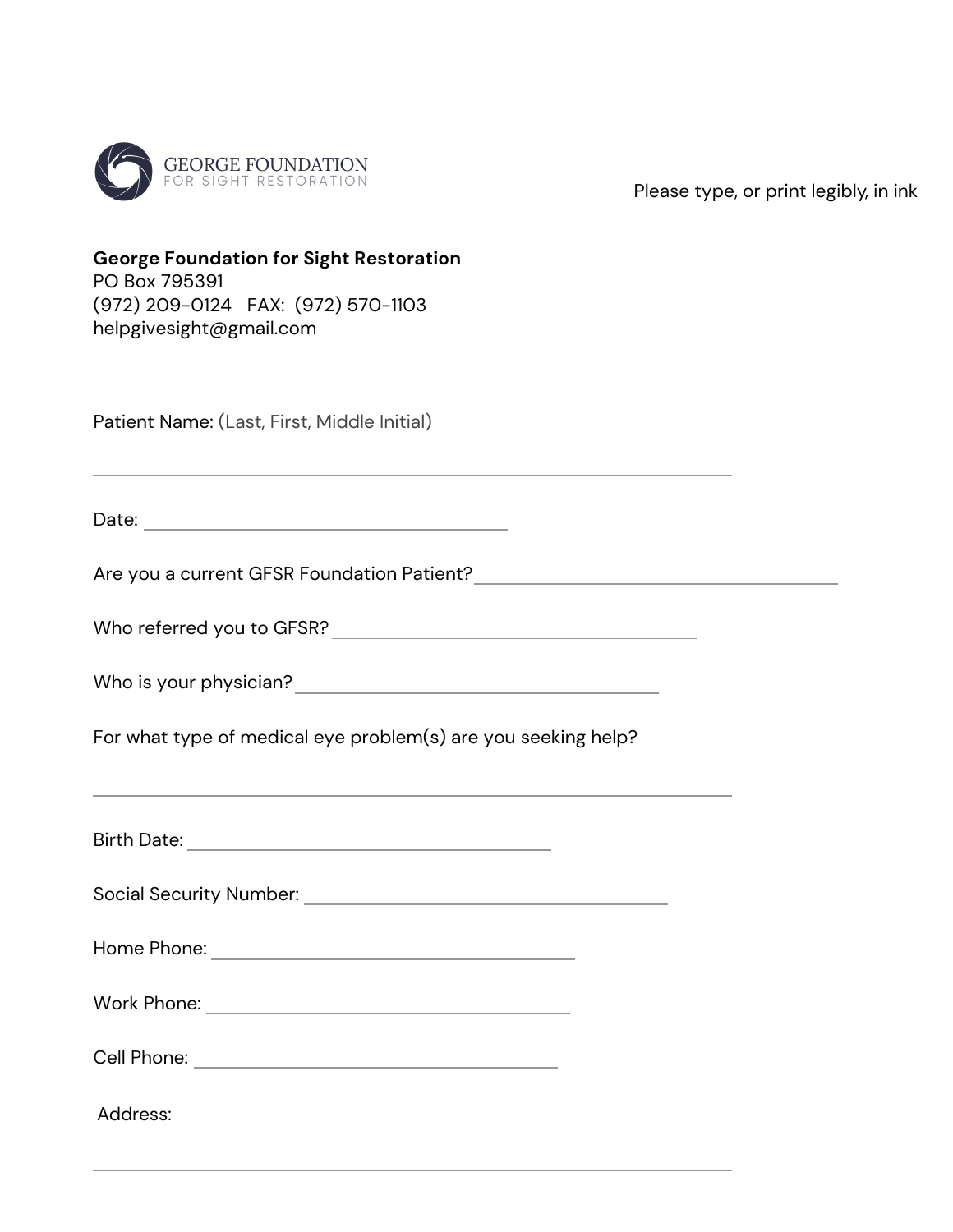GEORGE FOUNDATION
FOR SIGHT RESTORATION

Please type, or print legibly, in ink

**George Foundation for Sight Restoration**
PO Box 795391
(972) 209-0124 FAX: (972) 570-1103
helpgivesight@gmail.com

Patient Name: (Last, First, Middle Initial)

______________________________________________

Date: ______________________________

Are you a current GFSR Foundation Patient? ______________________________

Who referred you to GFSR? ______________________________

Who is your physician? ______________________________

For what type of medical eye problem(s) are you seeking help?

______________________________________________

Birth Date: ______________________________

Social Security Number: ______________________________

Home Phone: ______________________________

Work Phone: ______________________________

Cell Phone: ______________________________

Address:

______________________________________________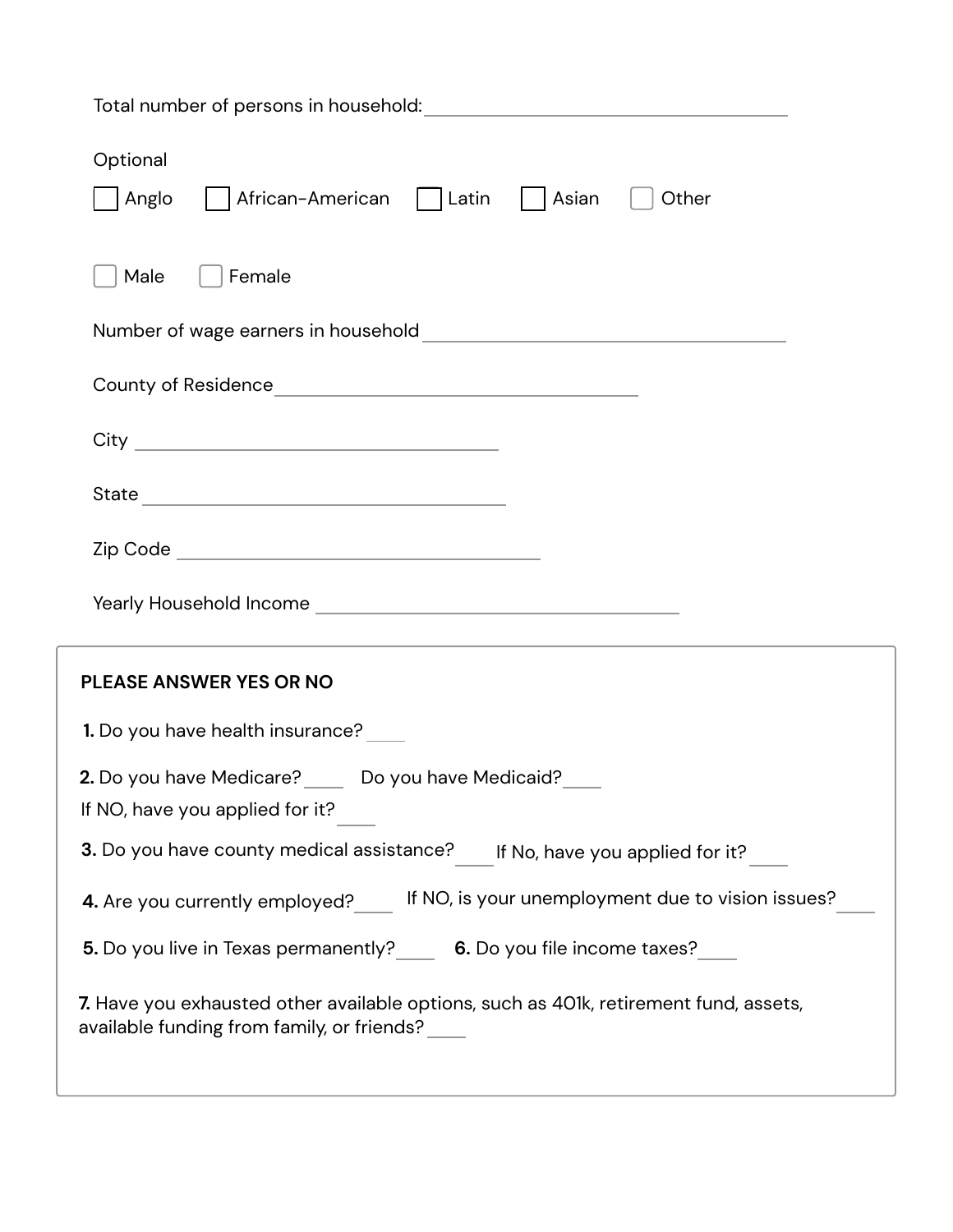Total number of persons in household: ____________________

Optional

☐ Anglo ☐ African-American ☐ Latin ☐ Asian ☐ Other

☐ Male ☐ Female

Number of wage earners in household ____________________

County of Residence ____________________

City ____________________

State ____________________

Zip Code ____________________

Yearly Household Income ____________________

**PLEASE ANSWER YES OR NO**

**1.** Do you have health insurance? ____

**2.** Do you have Medicare? ____ Do you have Medicaid? ____
If NO, have you applied for it? ____

**3.** Do you have county medical assistance? ____ If No, have you applied for it? ____

**4.** Are you currently employed? ____ If NO, is your unemployment due to vision issues? ____

**5.** Do you live in Texas permanently? ____ **6.** Do you file income taxes? ____

**7.** Have you exhausted other available options, such as 401k, retirement fund, assets, available funding from family, or friends? ____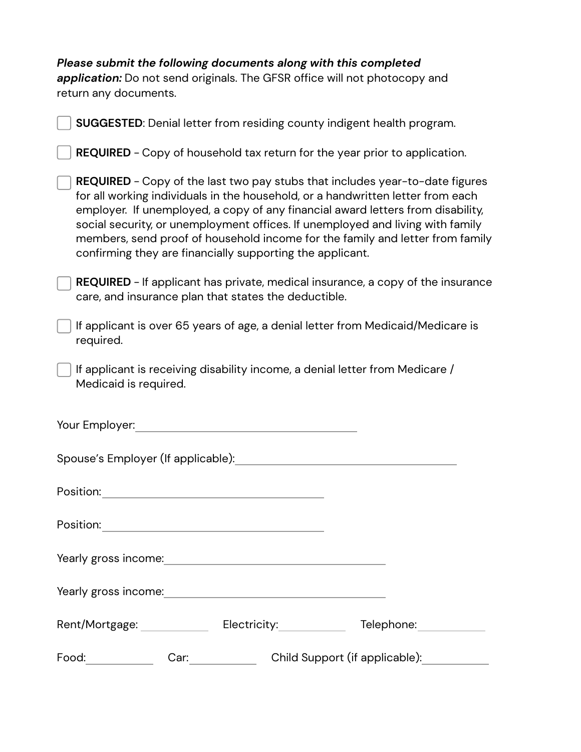***Please submit the following documents along with this completed application:*** Do not send originals. The GFSR office will not photocopy and return any documents.

- [ ] **SUGGESTED**: Denial letter from residing county indigent health program.
- [ ] **REQUIRED** - Copy of household tax return for the year prior to application.
- [ ] **REQUIRED** - Copy of the last two pay stubs that includes year-to-date figures for all working individuals in the household, or a handwritten letter from each employer. If unemployed, a copy of any financial award letters from disability, social security, or unemployment offices. If unemployed and living with family members, send proof of household income for the family and letter from family confirming they are financially supporting the applicant.
- [ ] **REQUIRED** - If applicant has private, medical insurance, a copy of the insurance care, and insurance plan that states the deductible.
- [ ] If applicant is over 65 years of age, a denial letter from Medicaid/Medicare is required.
- [ ] If applicant is receiving disability income, a denial letter from Medicare / Medicaid is required.

Your Employer: ______________________________

Spouse's Employer (If applicable): ______________________________

Position: ______________________________

Position: ______________________________

Yearly gross income: ______________________________

Yearly gross income: ______________________________

Rent/Mortgage: __________ Electricity: __________ Telephone: __________

Food: __________ Car: __________ Child Support (if applicable): __________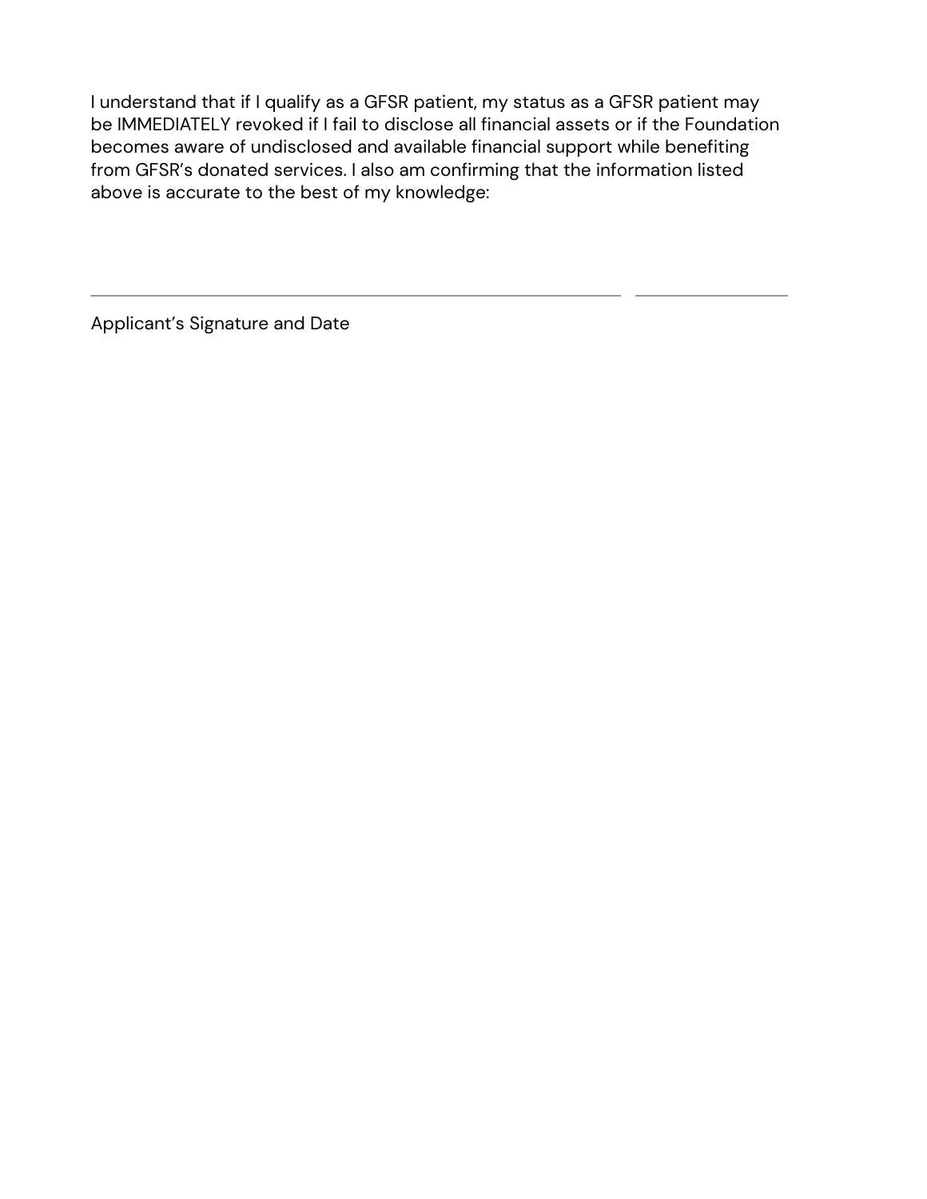I understand that if I qualify as a GFSR patient, my status as a GFSR patient may be IMMEDIATELY revoked if I fail to disclose all financial assets or if the Foundation becomes aware of undisclosed and available financial support while benefiting from GFSR's donated services. I also am confirming that the information listed above is accurate to the best of my knowledge:

\_\_\_\_\_\_\_\_\_\_\_\_\_\_\_\_\_\_\_\_\_\_\_\_\_\_\_\_\_\_\_\_\_\_\_\_\_\_\_\_ \_\_\_\_\_\_\_\_\_\_\_\_\_\_\_

Applicant's Signature and Date